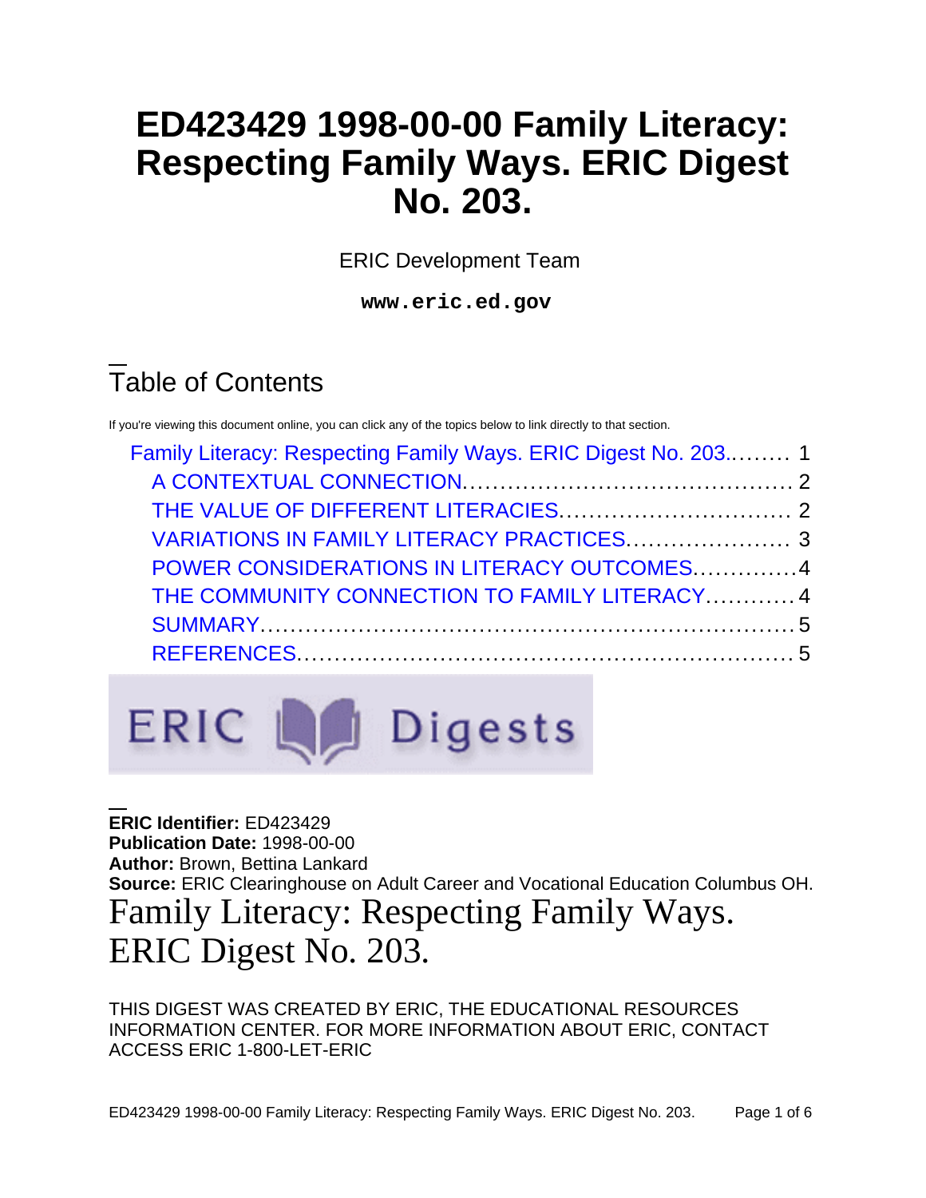# ED423429 1998-00-00 Family Literacy: Respecting Family Ways. ERIC Digest No. 203.

ERIC Development Team

**www.eric.ed.gov**

## Table of Contents

If you're viewing this document online, you can click any of the topics below to link directly to that section.

- Family Literacy: Respecting Family Ways. ERIC Digest No. 203......... 1
  - A CONTEXTUAL CONNECTION........................................... 2
  - THE VALUE OF DIFFERENT LITERACIES.............................. 2
  - VARIATIONS IN FAMILY LITERACY PRACTICES..................... 3
  - POWER CONSIDERATIONS IN LITERACY OUTCOMES.............4
  - THE COMMUNITY CONNECTION TO FAMILY LITERACY............4
  - SUMMARY.......................................................................5
  - REFERENCES...................................................................5

ERIC Digests

**ERIC Identifier:** ED423429
**Publication Date:** 1998-00-00
**Author:** Brown, Bettina Lankard
**Source:** ERIC Clearinghouse on Adult Career and Vocational Education Columbus OH.

# Family Literacy: Respecting Family Ways. ERIC Digest No. 203.

THIS DIGEST WAS CREATED BY ERIC, THE EDUCATIONAL RESOURCES INFORMATION CENTER. FOR MORE INFORMATION ABOUT ERIC, CONTACT ACCESS ERIC 1-800-LET-ERIC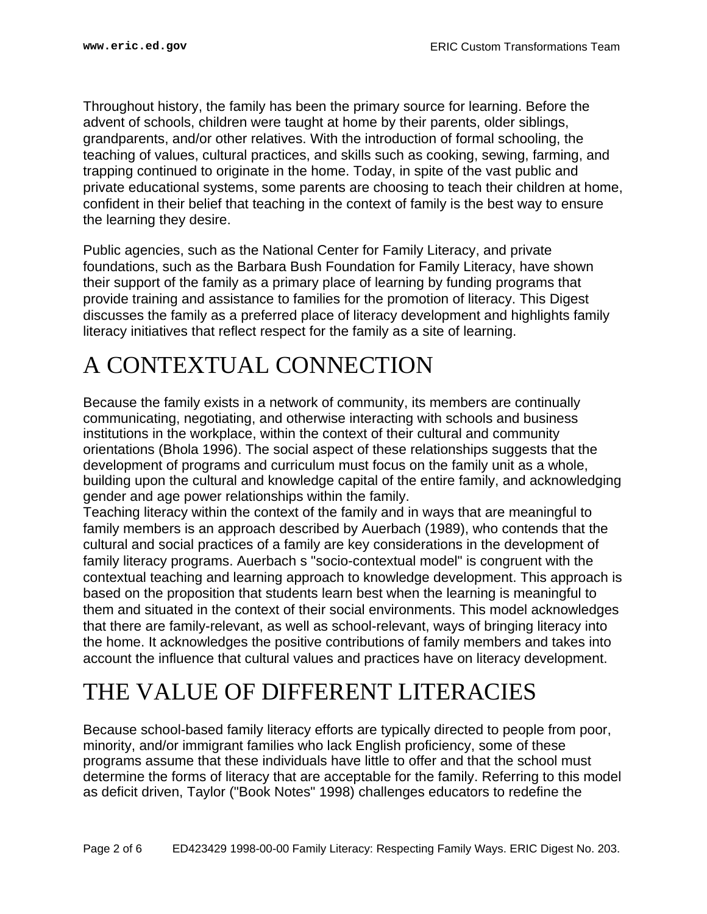Throughout history, the family has been the primary source for learning. Before the advent of schools, children were taught at home by their parents, older siblings, grandparents, and/or other relatives. With the introduction of formal schooling, the teaching of values, cultural practices, and skills such as cooking, sewing, farming, and trapping continued to originate in the home. Today, in spite of the vast public and private educational systems, some parents are choosing to teach their children at home, confident in their belief that teaching in the context of family is the best way to ensure the learning they desire.

Public agencies, such as the National Center for Family Literacy, and private foundations, such as the Barbara Bush Foundation for Family Literacy, have shown their support of the family as a primary place of learning by funding programs that provide training and assistance to families for the promotion of literacy. This Digest discusses the family as a preferred place of literacy development and highlights family literacy initiatives that reflect respect for the family as a site of learning.

# A CONTEXTUAL CONNECTION

Because the family exists in a network of community, its members are continually communicating, negotiating, and otherwise interacting with schools and business institutions in the workplace, within the context of their cultural and community orientations (Bhola 1996). The social aspect of these relationships suggests that the development of programs and curriculum must focus on the family unit as a whole, building upon the cultural and knowledge capital of the entire family, and acknowledging gender and age power relationships within the family.

Teaching literacy within the context of the family and in ways that are meaningful to family members is an approach described by Auerbach (1989), who contends that the cultural and social practices of a family are key considerations in the development of family literacy programs. Auerbach s "socio-contextual model" is congruent with the contextual teaching and learning approach to knowledge development. This approach is based on the proposition that students learn best when the learning is meaningful to them and situated in the context of their social environments. This model acknowledges that there are family-relevant, as well as school-relevant, ways of bringing literacy into the home. It acknowledges the positive contributions of family members and takes into account the influence that cultural values and practices have on literacy development.

# THE VALUE OF DIFFERENT LITERACIES

Because school-based family literacy efforts are typically directed to people from poor, minority, and/or immigrant families who lack English proficiency, some of these programs assume that these individuals have little to offer and that the school must determine the forms of literacy that are acceptable for the family. Referring to this model as deficit driven, Taylor ("Book Notes" 1998) challenges educators to redefine the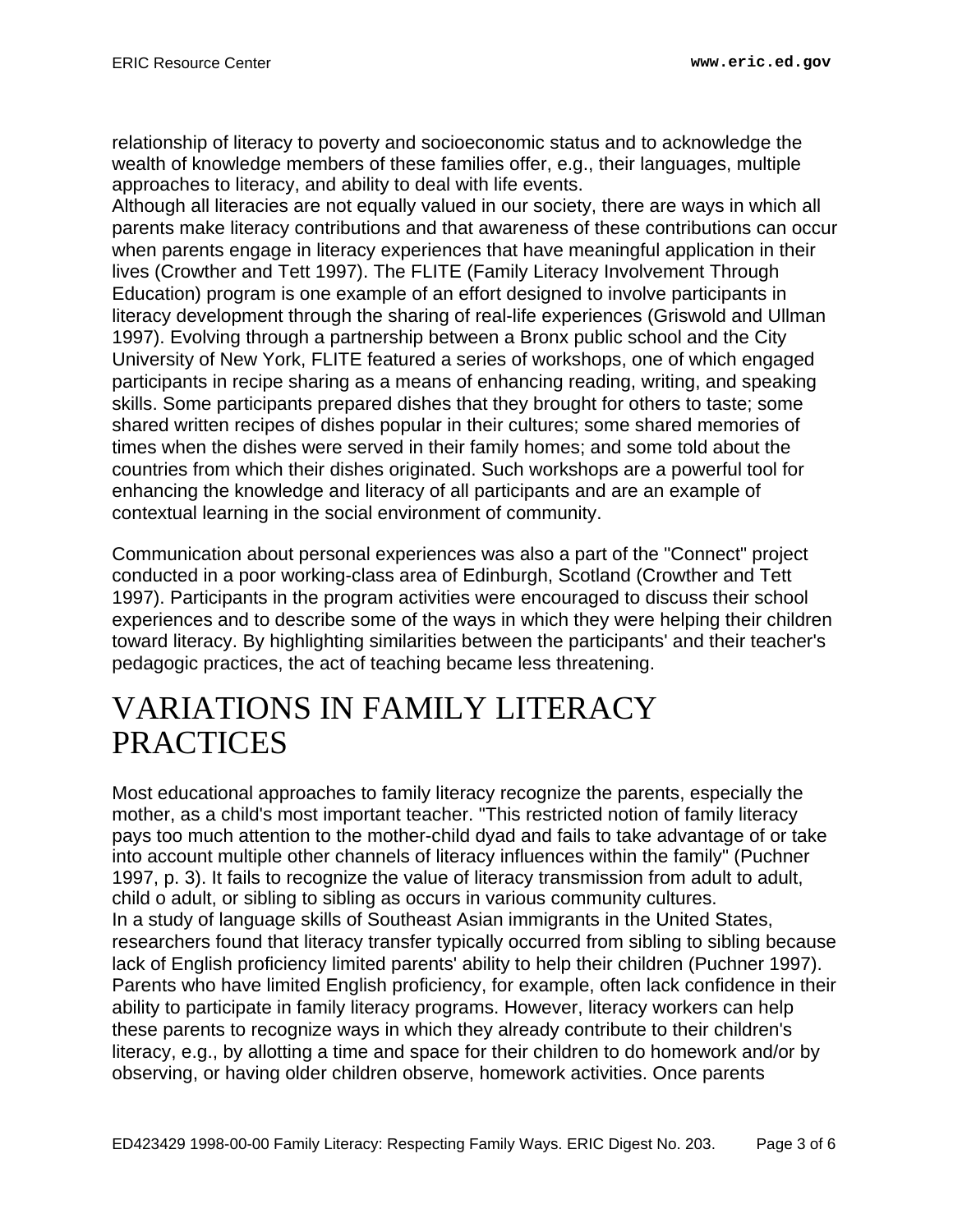relationship of literacy to poverty and socioeconomic status and to acknowledge the wealth of knowledge members of these families offer, e.g., their languages, multiple approaches to literacy, and ability to deal with life events.

Although all literacies are not equally valued in our society, there are ways in which all parents make literacy contributions and that awareness of these contributions can occur when parents engage in literacy experiences that have meaningful application in their lives (Crowther and Tett 1997). The FLITE (Family Literacy Involvement Through Education) program is one example of an effort designed to involve participants in literacy development through the sharing of real-life experiences (Griswold and Ullman 1997). Evolving through a partnership between a Bronx public school and the City University of New York, FLITE featured a series of workshops, one of which engaged participants in recipe sharing as a means of enhancing reading, writing, and speaking skills. Some participants prepared dishes that they brought for others to taste; some shared written recipes of dishes popular in their cultures; some shared memories of times when the dishes were served in their family homes; and some told about the countries from which their dishes originated. Such workshops are a powerful tool for enhancing the knowledge and literacy of all participants and are an example of contextual learning in the social environment of community.

Communication about personal experiences was also a part of the "Connect" project conducted in a poor working-class area of Edinburgh, Scotland (Crowther and Tett 1997). Participants in the program activities were encouraged to discuss their school experiences and to describe some of the ways in which they were helping their children toward literacy. By highlighting similarities between the participants' and their teacher's pedagogic practices, the act of teaching became less threatening.

# VARIATIONS IN FAMILY LITERACY PRACTICES

Most educational approaches to family literacy recognize the parents, especially the mother, as a child's most important teacher. "This restricted notion of family literacy pays too much attention to the mother-child dyad and fails to take advantage of or take into account multiple other channels of literacy influences within the family" (Puchner 1997, p. 3). It fails to recognize the value of literacy transmission from adult to adult, child o adult, or sibling to sibling as occurs in various community cultures.

In a study of language skills of Southeast Asian immigrants in the United States, researchers found that literacy transfer typically occurred from sibling to sibling because lack of English proficiency limited parents' ability to help their children (Puchner 1997). Parents who have limited English proficiency, for example, often lack confidence in their ability to participate in family literacy programs. However, literacy workers can help these parents to recognize ways in which they already contribute to their children's literacy, e.g., by allotting a time and space for their children to do homework and/or by observing, or having older children observe, homework activities. Once parents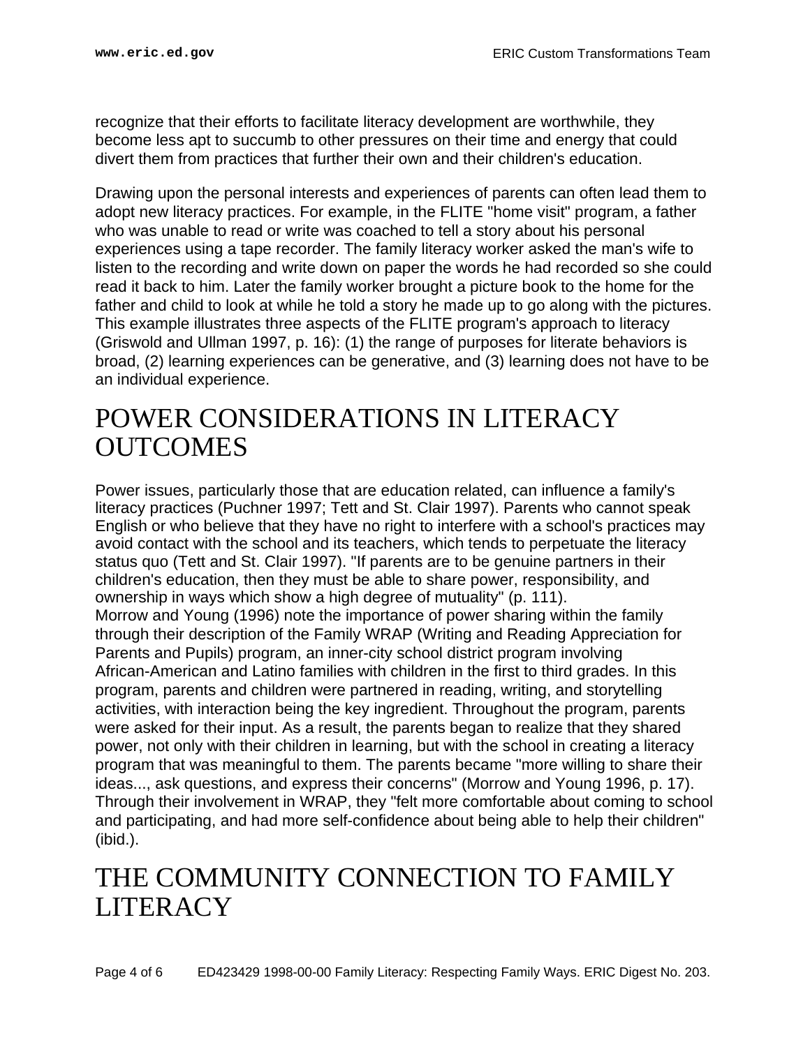recognize that their efforts to facilitate literacy development are worthwhile, they become less apt to succumb to other pressures on their time and energy that could divert them from practices that further their own and their children's education.

Drawing upon the personal interests and experiences of parents can often lead them to adopt new literacy practices. For example, in the FLITE "home visit" program, a father who was unable to read or write was coached to tell a story about his personal experiences using a tape recorder. The family literacy worker asked the man's wife to listen to the recording and write down on paper the words he had recorded so she could read it back to him. Later the family worker brought a picture book to the home for the father and child to look at while he told a story he made up to go along with the pictures. This example illustrates three aspects of the FLITE program's approach to literacy (Griswold and Ullman 1997, p. 16): (1) the range of purposes for literate behaviors is broad, (2) learning experiences can be generative, and (3) learning does not have to be an individual experience.

# POWER CONSIDERATIONS IN LITERACY OUTCOMES

Power issues, particularly those that are education related, can influence a family's literacy practices (Puchner 1997; Tett and St. Clair 1997). Parents who cannot speak English or who believe that they have no right to interfere with a school's practices may avoid contact with the school and its teachers, which tends to perpetuate the literacy status quo (Tett and St. Clair 1997). "If parents are to be genuine partners in their children's education, then they must be able to share power, responsibility, and ownership in ways which show a high degree of mutuality" (p. 111).
Morrow and Young (1996) note the importance of power sharing within the family through their description of the Family WRAP (Writing and Reading Appreciation for Parents and Pupils) program, an inner-city school district program involving African-American and Latino families with children in the first to third grades. In this program, parents and children were partnered in reading, writing, and storytelling activities, with interaction being the key ingredient. Throughout the program, parents were asked for their input. As a result, the parents began to realize that they shared power, not only with their children in learning, but with the school in creating a literacy program that was meaningful to them. The parents became "more willing to share their ideas..., ask questions, and express their concerns" (Morrow and Young 1996, p. 17). Through their involvement in WRAP, they "felt more comfortable about coming to school and participating, and had more self-confidence about being able to help their children" (ibid.).

# THE COMMUNITY CONNECTION TO FAMILY LITERACY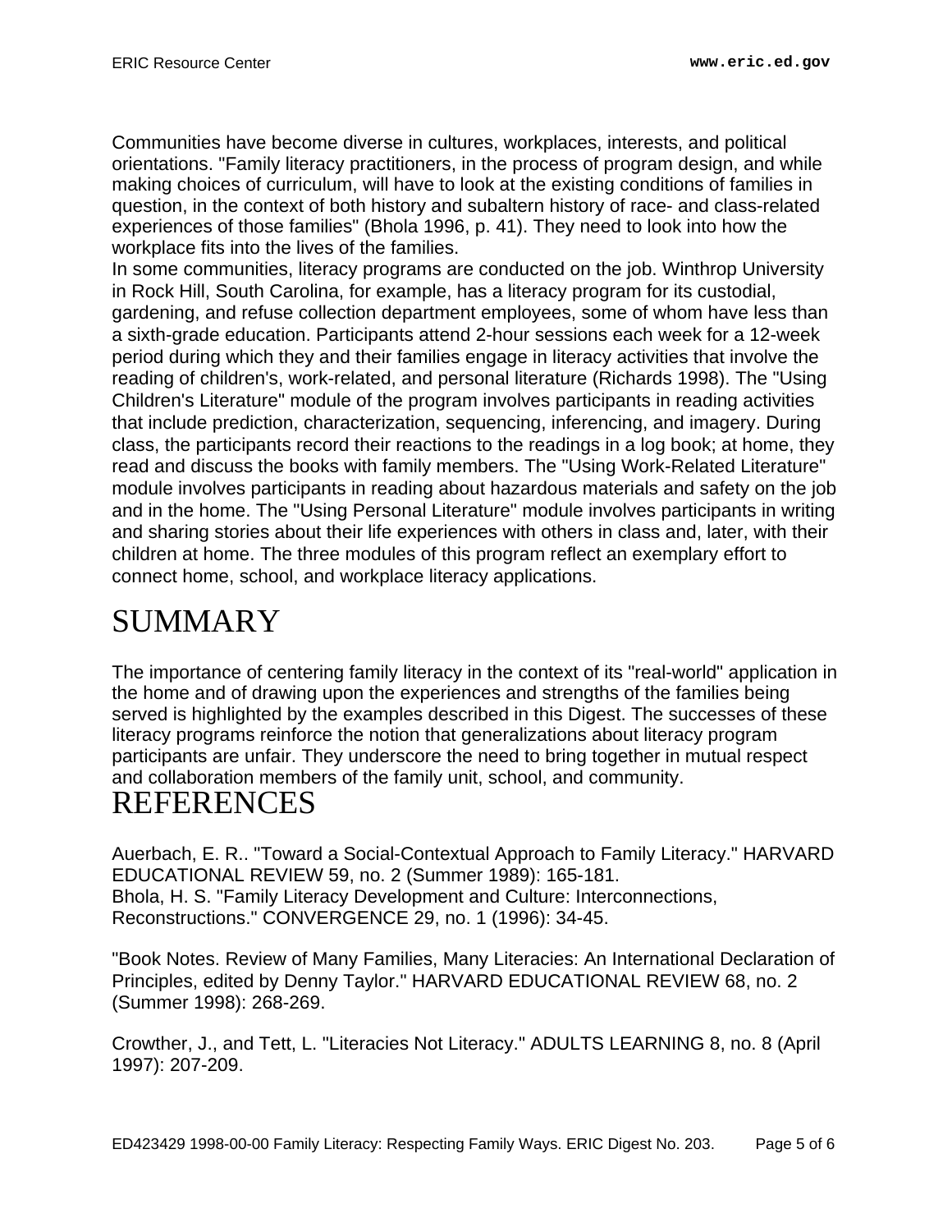Communities have become diverse in cultures, workplaces, interests, and political orientations. "Family literacy practitioners, in the process of program design, and while making choices of curriculum, will have to look at the existing conditions of families in question, in the context of both history and subaltern history of race- and class-related experiences of those families" (Bhola 1996, p. 41). They need to look into how the workplace fits into the lives of the families.

In some communities, literacy programs are conducted on the job. Winthrop University in Rock Hill, South Carolina, for example, has a literacy program for its custodial, gardening, and refuse collection department employees, some of whom have less than a sixth-grade education. Participants attend 2-hour sessions each week for a 12-week period during which they and their families engage in literacy activities that involve the reading of children's, work-related, and personal literature (Richards 1998). The "Using Children's Literature" module of the program involves participants in reading activities that include prediction, characterization, sequencing, inferencing, and imagery. During class, the participants record their reactions to the readings in a log book; at home, they read and discuss the books with family members. The "Using Work-Related Literature" module involves participants in reading about hazardous materials and safety on the job and in the home. The "Using Personal Literature" module involves participants in writing and sharing stories about their life experiences with others in class and, later, with their children at home. The three modules of this program reflect an exemplary effort to connect home, school, and workplace literacy applications.

# SUMMARY

The importance of centering family literacy in the context of its "real-world" application in the home and of drawing upon the experiences and strengths of the families being served is highlighted by the examples described in this Digest. The successes of these literacy programs reinforce the notion that generalizations about literacy program participants are unfair. They underscore the need to bring together in mutual respect and collaboration members of the family unit, school, and community.

# REFERENCES

Auerbach, E. R.. "Toward a Social-Contextual Approach to Family Literacy." HARVARD EDUCATIONAL REVIEW 59, no. 2 (Summer 1989): 165-181.
Bhola, H. S. "Family Literacy Development and Culture: Interconnections, Reconstructions." CONVERGENCE 29, no. 1 (1996): 34-45.

"Book Notes. Review of Many Families, Many Literacies: An International Declaration of Principles, edited by Denny Taylor." HARVARD EDUCATIONAL REVIEW 68, no. 2 (Summer 1998): 268-269.

Crowther, J., and Tett, L. "Literacies Not Literacy." ADULTS LEARNING 8, no. 8 (April 1997): 207-209.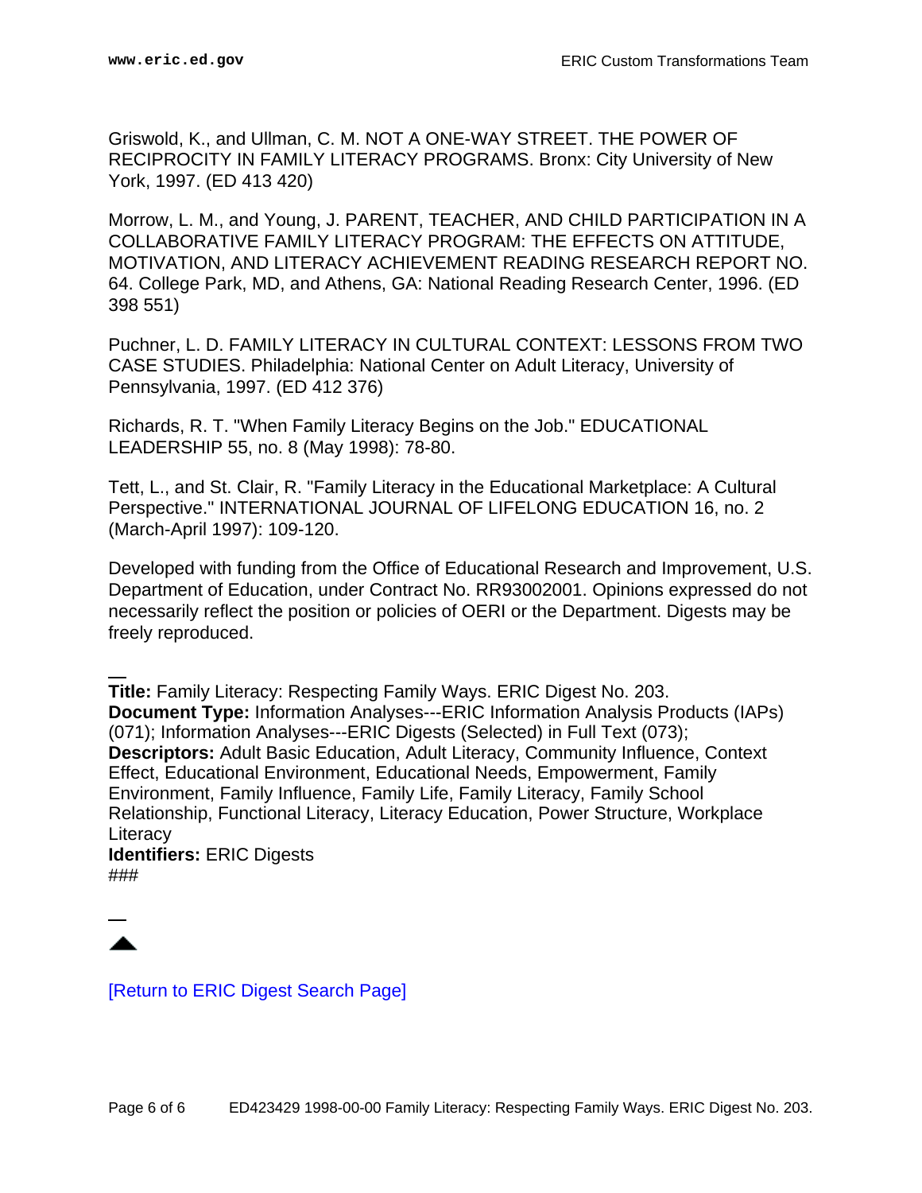Griswold, K., and Ullman, C. M. NOT A ONE-WAY STREET. THE POWER OF RECIPROCITY IN FAMILY LITERACY PROGRAMS. Bronx: City University of New York, 1997. (ED 413 420)

Morrow, L. M., and Young, J. PARENT, TEACHER, AND CHILD PARTICIPATION IN A COLLABORATIVE FAMILY LITERACY PROGRAM: THE EFFECTS ON ATTITUDE, MOTIVATION, AND LITERACY ACHIEVEMENT READING RESEARCH REPORT NO. 64. College Park, MD, and Athens, GA: National Reading Research Center, 1996. (ED 398 551)

Puchner, L. D. FAMILY LITERACY IN CULTURAL CONTEXT: LESSONS FROM TWO CASE STUDIES. Philadelphia: National Center on Adult Literacy, University of Pennsylvania, 1997. (ED 412 376)

Richards, R. T. "When Family Literacy Begins on the Job." EDUCATIONAL LEADERSHIP 55, no. 8 (May 1998): 78-80.

Tett, L., and St. Clair, R. "Family Literacy in the Educational Marketplace: A Cultural Perspective." INTERNATIONAL JOURNAL OF LIFELONG EDUCATION 16, no. 2 (March-April 1997): 109-120.

Developed with funding from the Office of Educational Research and Improvement, U.S. Department of Education, under Contract No. RR93002001. Opinions expressed do not necessarily reflect the position or policies of OERI or the Department. Digests may be freely reproduced.

---

**Title:** Family Literacy: Respecting Family Ways. ERIC Digest No. 203.
**Document Type:** Information Analyses---ERIC Information Analysis Products (IAPs) (071); Information Analyses---ERIC Digests (Selected) in Full Text (073);
**Descriptors:** Adult Basic Education, Adult Literacy, Community Influence, Context Effect, Educational Environment, Educational Needs, Empowerment, Family Environment, Family Influence, Family Life, Family Literacy, Family School Relationship, Functional Literacy, Literacy Education, Power Structure, Workplace Literacy
**Identifiers:** ERIC Digests
###

---

[Return to ERIC Digest Search Page]